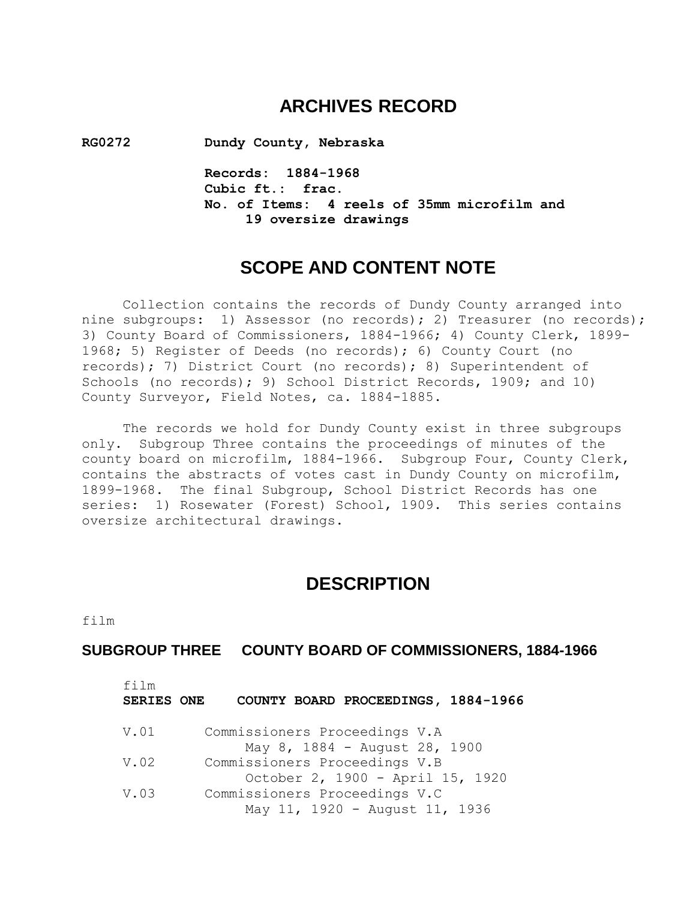# ARCHIVES RECORD

**RG0272** **Dundy County, Nebraska**

**Records: 1884-1968**
**Cubic ft.: frac.**
**No. of Items: 4 reels of 35mm microfilm and 19 oversize drawings**

## SCOPE AND CONTENT NOTE

Collection contains the records of Dundy County arranged into nine subgroups: 1) Assessor (no records); 2) Treasurer (no records); 3) County Board of Commissioners, 1884-1966; 4) County Clerk, 1899-1968; 5) Register of Deeds (no records); 6) County Court (no records); 7) District Court (no records); 8) Superintendent of Schools (no records); 9) School District Records, 1909; and 10) County Surveyor, Field Notes, ca. 1884-1885.

The records we hold for Dundy County exist in three subgroups only. Subgroup Three contains the proceedings of minutes of the county board on microfilm, 1884-1966. Subgroup Four, County Clerk, contains the abstracts of votes cast in Dundy County on microfilm, 1899-1968. The final Subgroup, School District Records has one series: 1) Rosewater (Forest) School, 1909. This series contains oversize architectural drawings.

## DESCRIPTION

film

### SUBGROUP THREE COUNTY BOARD OF COMMISSIONERS, 1884-1966

film
**SERIES ONE COUNTY BOARD PROCEEDINGS, 1884-1966**

V.01 Commissioners Proceedings V.A
May 8, 1884 - August 28, 1900

V.02 Commissioners Proceedings V.B
October 2, 1900 - April 15, 1920

V.03 Commissioners Proceedings V.C
May 11, 1920 - August 11, 1936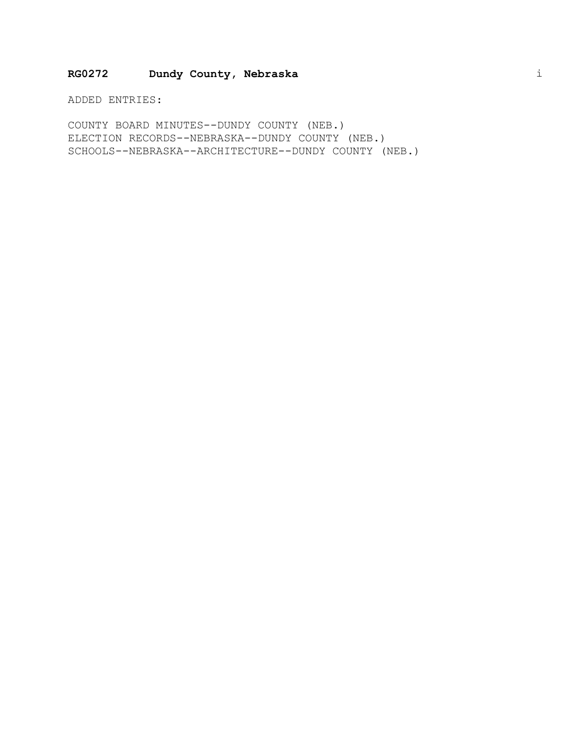**RG0272 Dundy County, Nebraska**

ADDED ENTRIES:

COUNTY BOARD MINUTES--DUNDY COUNTY (NEB.)
ELECTION RECORDS--NEBRASKA--DUNDY COUNTY (NEB.)
SCHOOLS--NEBRASKA--ARCHITECTURE--DUNDY COUNTY (NEB.)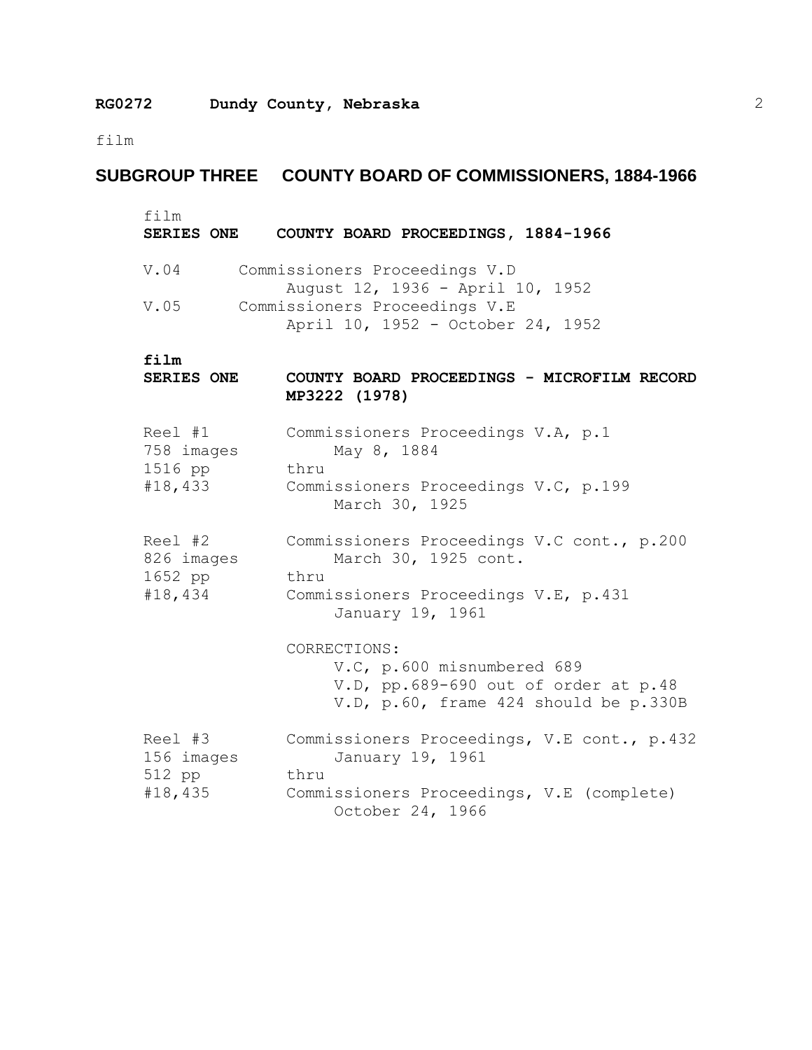film

## SUBGROUP THREE COUNTY BOARD OF COMMISSIONERS, 1884-1966

film

### SERIES ONE COUNTY BOARD PROCEEDINGS, 1884-1966

| | |
|---|---|
| V.04 | Commissioners Proceedings V.D<br>August 12, 1936 - April 10, 1952 |
| V.05 | Commissioners Proceedings V.E<br>April 10, 1952 - October 24, 1952 |

**film**

### SERIES ONE COUNTY BOARD PROCEEDINGS - MICROFILM RECORD MP3222 (1978)

| | |
|---|---|
| Reel #1<br>758 images<br>1516 pp<br>#18,433 | Commissioners Proceedings V.A, p.1<br>May 8, 1884<br>thru<br>Commissioners Proceedings V.C, p.199<br>March 30, 1925 |
| Reel #2<br>826 images<br>1652 pp<br>#18,434 | Commissioners Proceedings V.C cont., p.200<br>March 30, 1925 cont.<br>thru<br>Commissioners Proceedings V.E, p.431<br>January 19, 1961<br><br>CORRECTIONS:<br>V.C, p.600 misnumbered 689<br>V.D, pp.689-690 out of order at p.48<br>V.D, p.60, frame 424 should be p.330B |
| Reel #3<br>156 images<br>512 pp<br>#18,435 | Commissioners Proceedings, V.E cont., p.432<br>January 19, 1961<br>thru<br>Commissioners Proceedings, V.E (complete)<br>October 24, 1966 |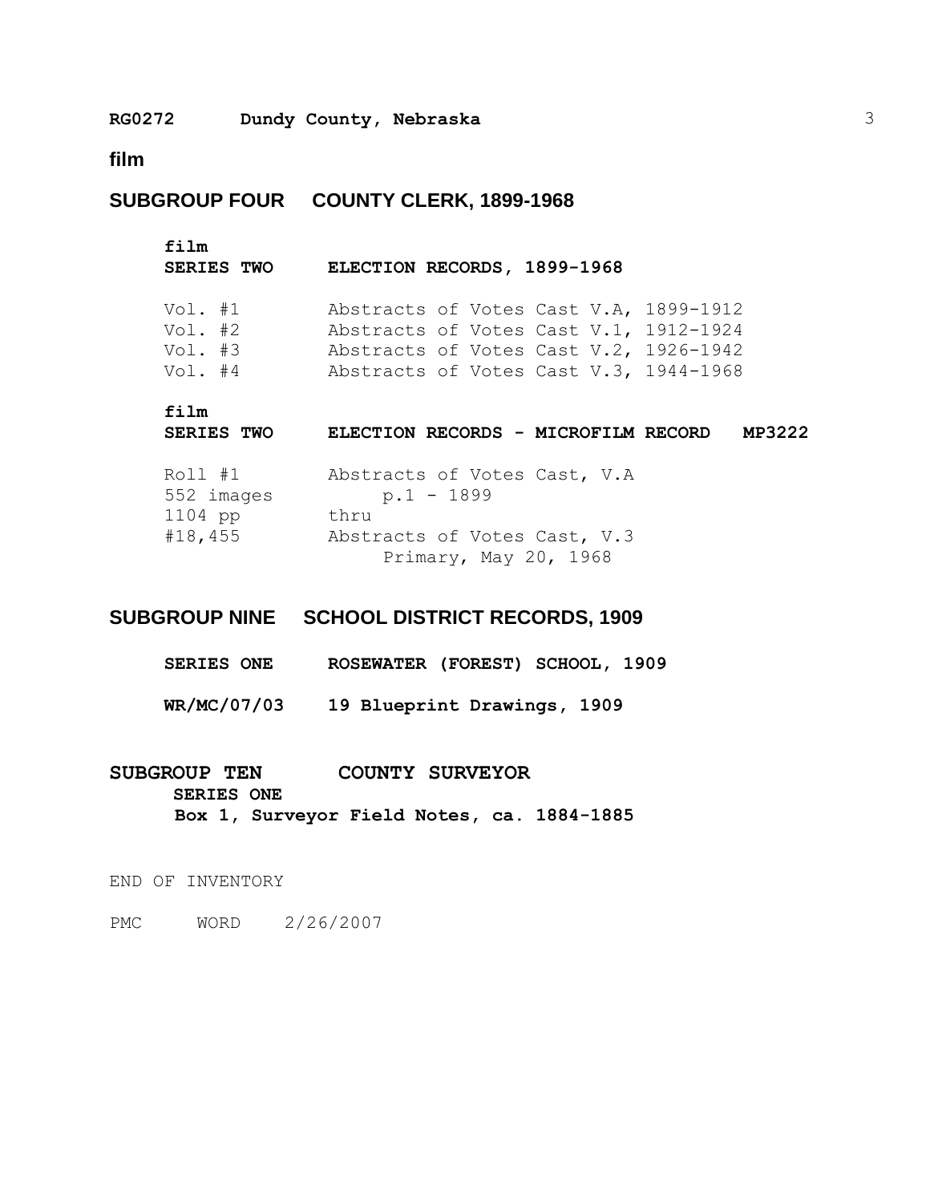**film**

## SUBGROUP FOUR COUNTY CLERK, 1899-1968

**film**
**SERIES TWO ELECTION RECORDS, 1899-1968**

| | |
|---|---|
| Vol. #1 | Abstracts of Votes Cast V.A, 1899-1912 |
| Vol. #2 | Abstracts of Votes Cast V.1, 1912-1924 |
| Vol. #3 | Abstracts of Votes Cast V.2, 1926-1942 |
| Vol. #4 | Abstracts of Votes Cast V.3, 1944-1968 |

**film**
**SERIES TWO ELECTION RECORDS - MICROFILM RECORD MP3222**

| | |
|---|---|
| Roll #1 | Abstracts of Votes Cast, V.A |
| 552 images | p.1 - 1899 |
| 1104 pp | thru |
| #18,455 | Abstracts of Votes Cast, V.3 |
| | Primary, May 20, 1968 |

## SUBGROUP NINE SCHOOL DISTRICT RECORDS, 1909

**SERIES ONE ROSEWATER (FOREST) SCHOOL, 1909**

**WR/MC/07/03 19 Blueprint Drawings, 1909**

**SUBGROUP TEN COUNTY SURVEYOR**
**SERIES ONE**
**Box 1, Surveyor Field Notes, ca. 1884-1885**

END OF INVENTORY

PMC WORD 2/26/2007